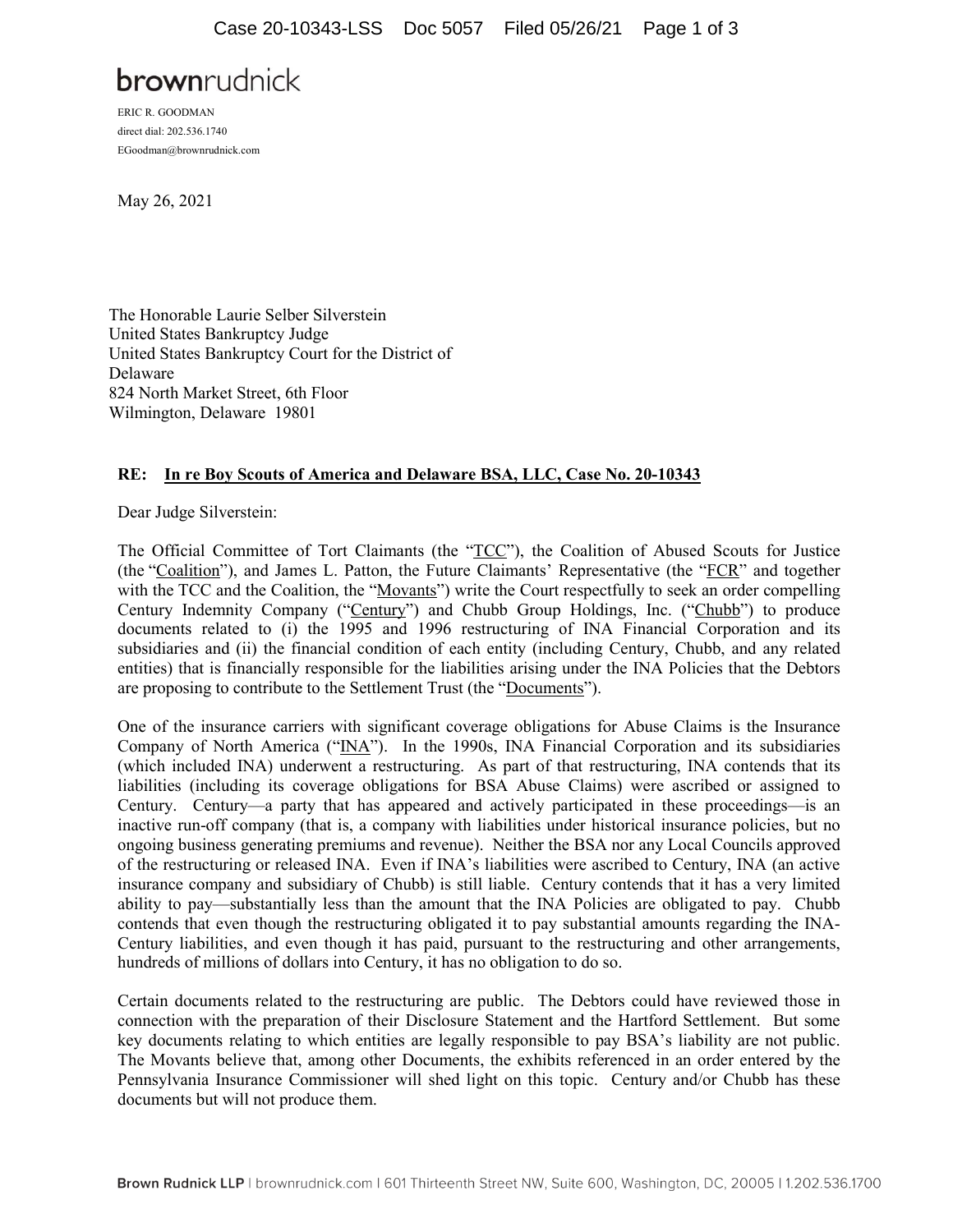brownrudnick

ERIC R. GOODMAN
direct dial: 202.536.1740
EGoodman@brownrudnick.com

May 26, 2021

The Honorable Laurie Selber Silverstein
United States Bankruptcy Judge
United States Bankruptcy Court for the District of Delaware
824 North Market Street, 6th Floor
Wilmington, Delaware 19801

**RE: In re Boy Scouts of America and Delaware BSA, LLC, Case No. 20-10343**

Dear Judge Silverstein:

The Official Committee of Tort Claimants (the "TCC"), the Coalition of Abused Scouts for Justice (the "Coalition"), and James L. Patton, the Future Claimants' Representative (the "FCR" and together with the TCC and the Coalition, the "Movants") write the Court respectfully to seek an order compelling Century Indemnity Company ("Century") and Chubb Group Holdings, Inc. ("Chubb") to produce documents related to (i) the 1995 and 1996 restructuring of INA Financial Corporation and its subsidiaries and (ii) the financial condition of each entity (including Century, Chubb, and any related entities) that is financially responsible for the liabilities arising under the INA Policies that the Debtors are proposing to contribute to the Settlement Trust (the "Documents").

One of the insurance carriers with significant coverage obligations for Abuse Claims is the Insurance Company of North America ("INA"). In the 1990s, INA Financial Corporation and its subsidiaries (which included INA) underwent a restructuring. As part of that restructuring, INA contends that its liabilities (including its coverage obligations for BSA Abuse Claims) were ascribed or assigned to Century. Century—a party that has appeared and actively participated in these proceedings—is an inactive run-off company (that is, a company with liabilities under historical insurance policies, but no ongoing business generating premiums and revenue). Neither the BSA nor any Local Councils approved of the restructuring or released INA. Even if INA's liabilities were ascribed to Century, INA (an active insurance company and subsidiary of Chubb) is still liable. Century contends that it has a very limited ability to pay—substantially less than the amount that the INA Policies are obligated to pay. Chubb contends that even though the restructuring obligated it to pay substantial amounts regarding the INA-Century liabilities, and even though it has paid, pursuant to the restructuring and other arrangements, hundreds of millions of dollars into Century, it has no obligation to do so.

Certain documents related to the restructuring are public. The Debtors could have reviewed those in connection with the preparation of their Disclosure Statement and the Hartford Settlement. But some key documents relating to which entities are legally responsible to pay BSA's liability are not public. The Movants believe that, among other Documents, the exhibits referenced in an order entered by the Pennsylvania Insurance Commissioner will shed light on this topic. Century and/or Chubb has these documents but will not produce them.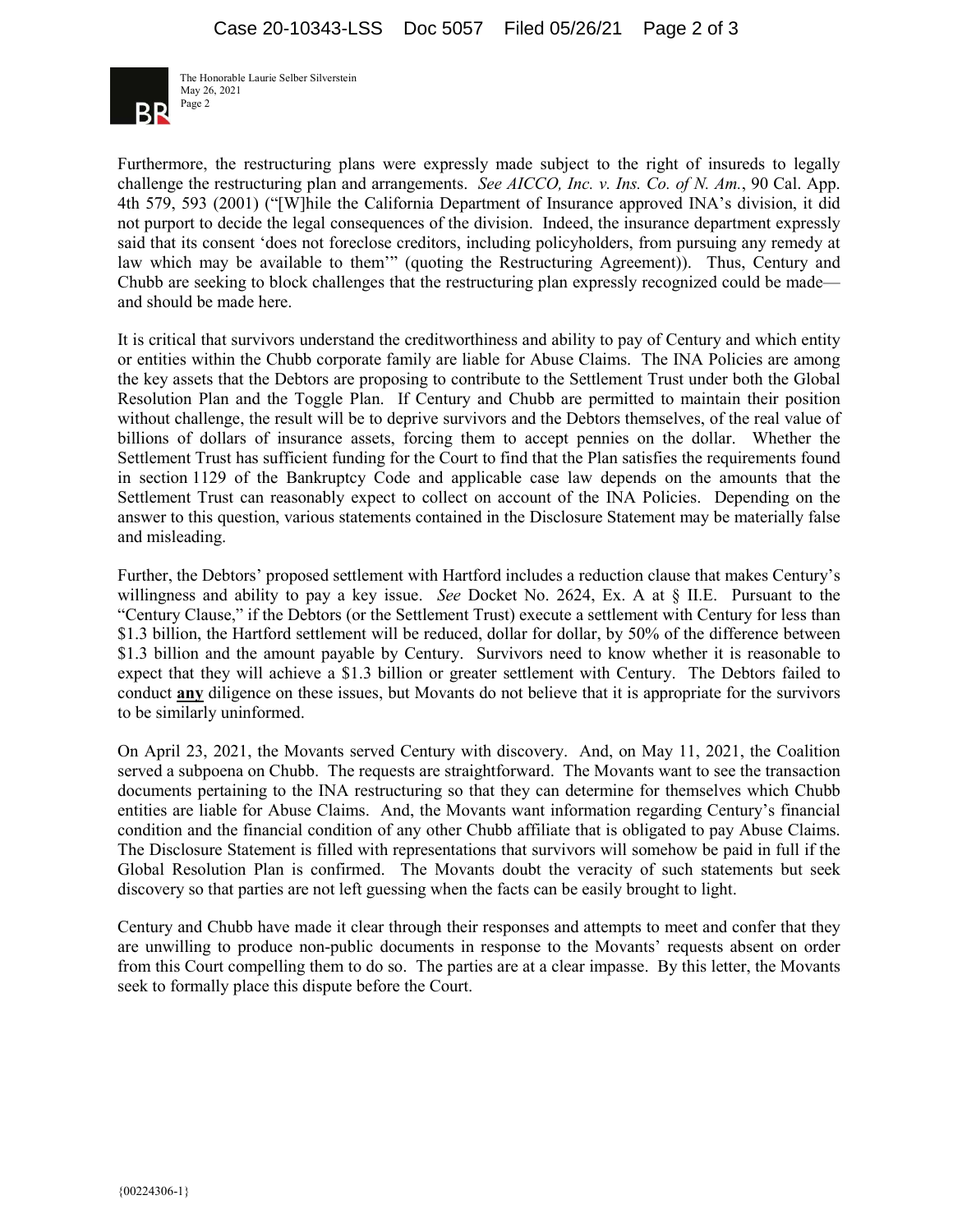Furthermore, the restructuring plans were expressly made subject to the right of insureds to legally challenge the restructuring plan and arrangements. *See AICCO, Inc. v. Ins. Co. of N. Am.*, 90 Cal. App. 4th 579, 593 (2001) ("[W]hile the California Department of Insurance approved INA's division, it did not purport to decide the legal consequences of the division. Indeed, the insurance department expressly said that its consent 'does not foreclose creditors, including policyholders, from pursuing any remedy at law which may be available to them'" (quoting the Restructuring Agreement)). Thus, Century and Chubb are seeking to block challenges that the restructuring plan expressly recognized could be made—and should be made here.

It is critical that survivors understand the creditworthiness and ability to pay of Century and which entity or entities within the Chubb corporate family are liable for Abuse Claims. The INA Policies are among the key assets that the Debtors are proposing to contribute to the Settlement Trust under both the Global Resolution Plan and the Toggle Plan. If Century and Chubb are permitted to maintain their position without challenge, the result will be to deprive survivors and the Debtors themselves, of the real value of billions of dollars of insurance assets, forcing them to accept pennies on the dollar. Whether the Settlement Trust has sufficient funding for the Court to find that the Plan satisfies the requirements found in section 1129 of the Bankruptcy Code and applicable case law depends on the amounts that the Settlement Trust can reasonably expect to collect on account of the INA Policies. Depending on the answer to this question, various statements contained in the Disclosure Statement may be materially false and misleading.

Further, the Debtors' proposed settlement with Hartford includes a reduction clause that makes Century's willingness and ability to pay a key issue. *See* Docket No. 2624, Ex. A at § II.E. Pursuant to the "Century Clause," if the Debtors (or the Settlement Trust) execute a settlement with Century for less than \$1.3 billion, the Hartford settlement will be reduced, dollar for dollar, by 50% of the difference between \$1.3 billion and the amount payable by Century. Survivors need to know whether it is reasonable to expect that they will achieve a \$1.3 billion or greater settlement with Century. The Debtors failed to conduct **any** diligence on these issues, but Movants do not believe that it is appropriate for the survivors to be similarly uninformed.

On April 23, 2021, the Movants served Century with discovery. And, on May 11, 2021, the Coalition served a subpoena on Chubb. The requests are straightforward. The Movants want to see the transaction documents pertaining to the INA restructuring so that they can determine for themselves which Chubb entities are liable for Abuse Claims. And, the Movants want information regarding Century's financial condition and the financial condition of any other Chubb affiliate that is obligated to pay Abuse Claims. The Disclosure Statement is filled with representations that survivors will somehow be paid in full if the Global Resolution Plan is confirmed. The Movants doubt the veracity of such statements but seek discovery so that parties are not left guessing when the facts can be easily brought to light.

Century and Chubb have made it clear through their responses and attempts to meet and confer that they are unwilling to produce non-public documents in response to the Movants' requests absent on order from this Court compelling them to do so. The parties are at a clear impasse. By this letter, the Movants seek to formally place this dispute before the Court.

{00224306-1}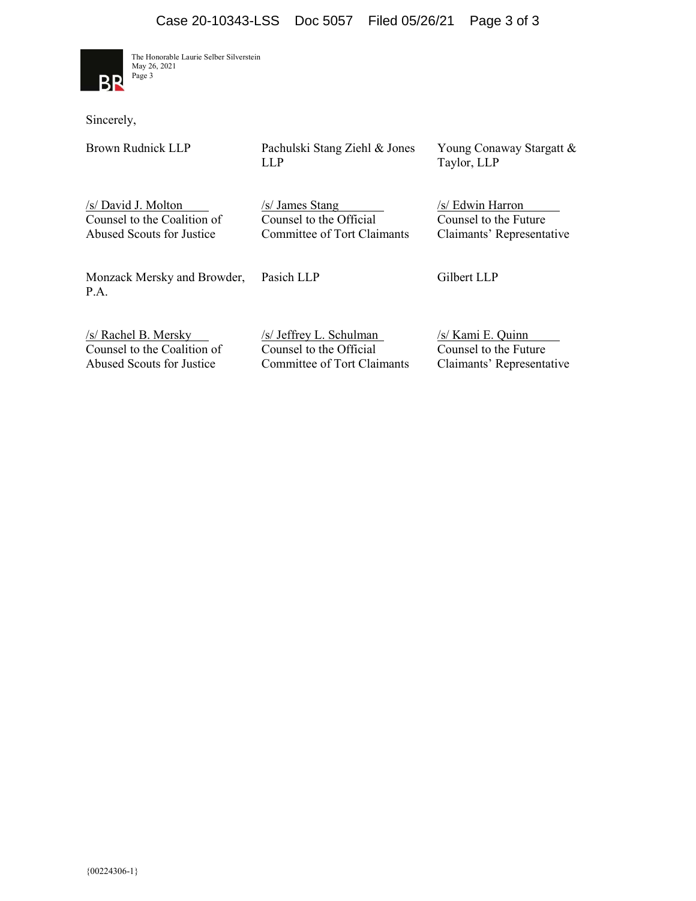Sincerely,

| Brown Rudnick LLP | Pachulski Stang Ziehl & Jones LLP | Young Conaway Stargatt & Taylor, LLP |
|---|---|---|
| /s/ David J. Molton | /s/ James Stang | /s/ Edwin Harron |
| Counsel to the Coalition of Abused Scouts for Justice | Counsel to the Official Committee of Tort Claimants | Counsel to the Future Claimants' Representative |
| Monzack Mersky and Browder, P.A. | Pasich LLP | Gilbert LLP |
| /s/ Rachel B. Mersky | /s/ Jeffrey L. Schulman | /s/ Kami E. Quinn |
| Counsel to the Coalition of Abused Scouts for Justice | Counsel to the Official Committee of Tort Claimants | Counsel to the Future Claimants' Representative |

{00224306-1}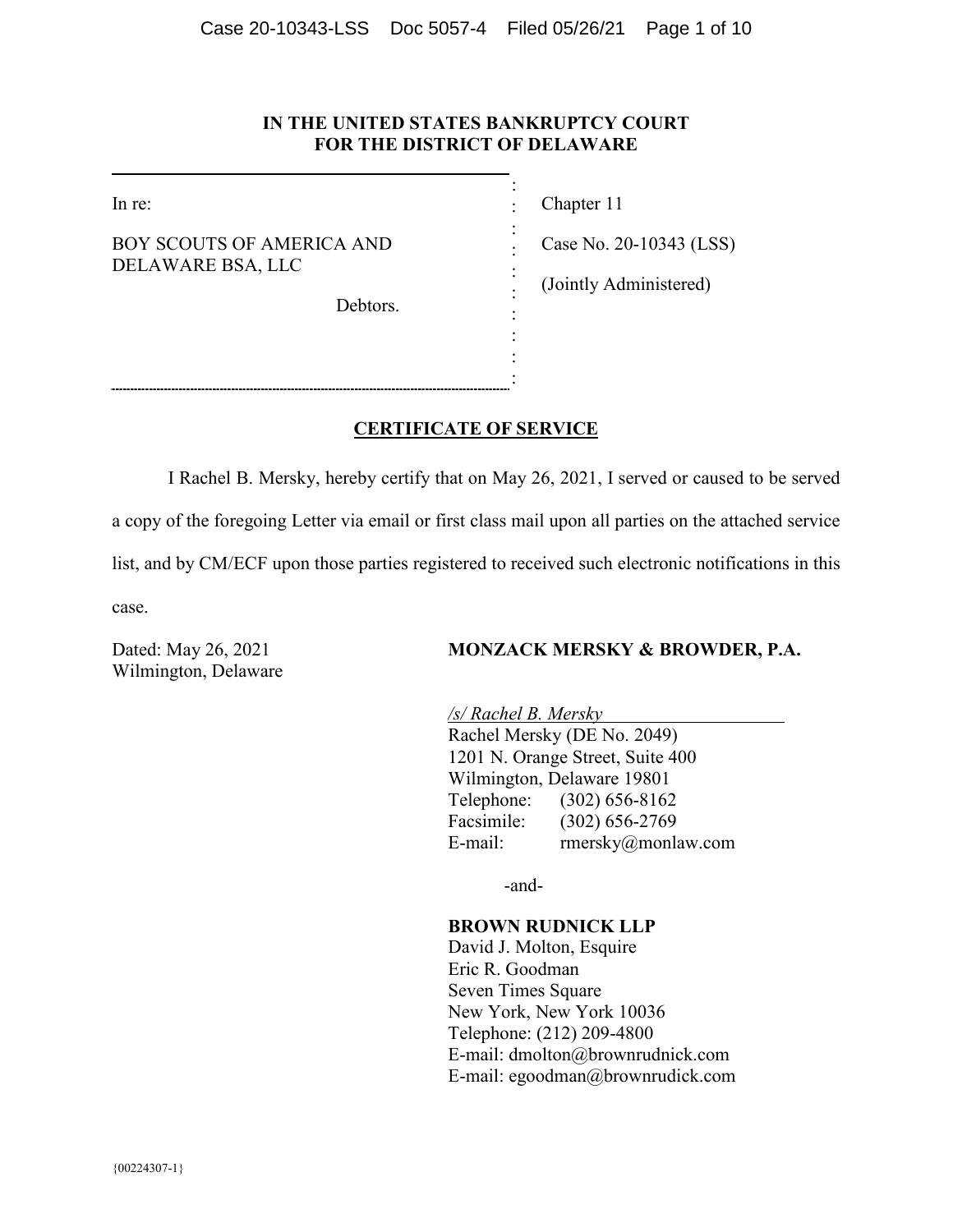**IN THE UNITED STATES BANKRUPTCY COURT**
**FOR THE DISTRICT OF DELAWARE**

| | |
|---|---|
| In re:<br><br>BOY SCOUTS OF AMERICA AND DELAWARE BSA, LLC<br><br>Debtors. | Chapter 11<br><br>Case No. 20-10343 (LSS)<br><br>(Jointly Administered) |

## CERTIFICATE OF SERVICE

I Rachel B. Mersky, hereby certify that on May 26, 2021, I served or caused to be served a copy of the foregoing Letter via email or first class mail upon all parties on the attached service list, and by CM/ECF upon those parties registered to received such electronic notifications in this case.

Dated: May 26, 2021
Wilmington, Delaware

**MONZACK MERSKY & BROWDER, P.A.**

*/s/ Rachel B. Mersky*
Rachel Mersky (DE No. 2049)
1201 N. Orange Street, Suite 400
Wilmington, Delaware 19801
Telephone: (302) 656-8162
Facsimile: (302) 656-2769
E-mail: rmersky@monlaw.com

-and-

**BROWN RUDNICK LLP**
David J. Molton, Esquire
Eric R. Goodman
Seven Times Square
New York, New York 10036
Telephone: (212) 209-4800
E-mail: dmolton@brownrudnick.com
E-mail: egoodman@brownrudick.com

{00224307-1}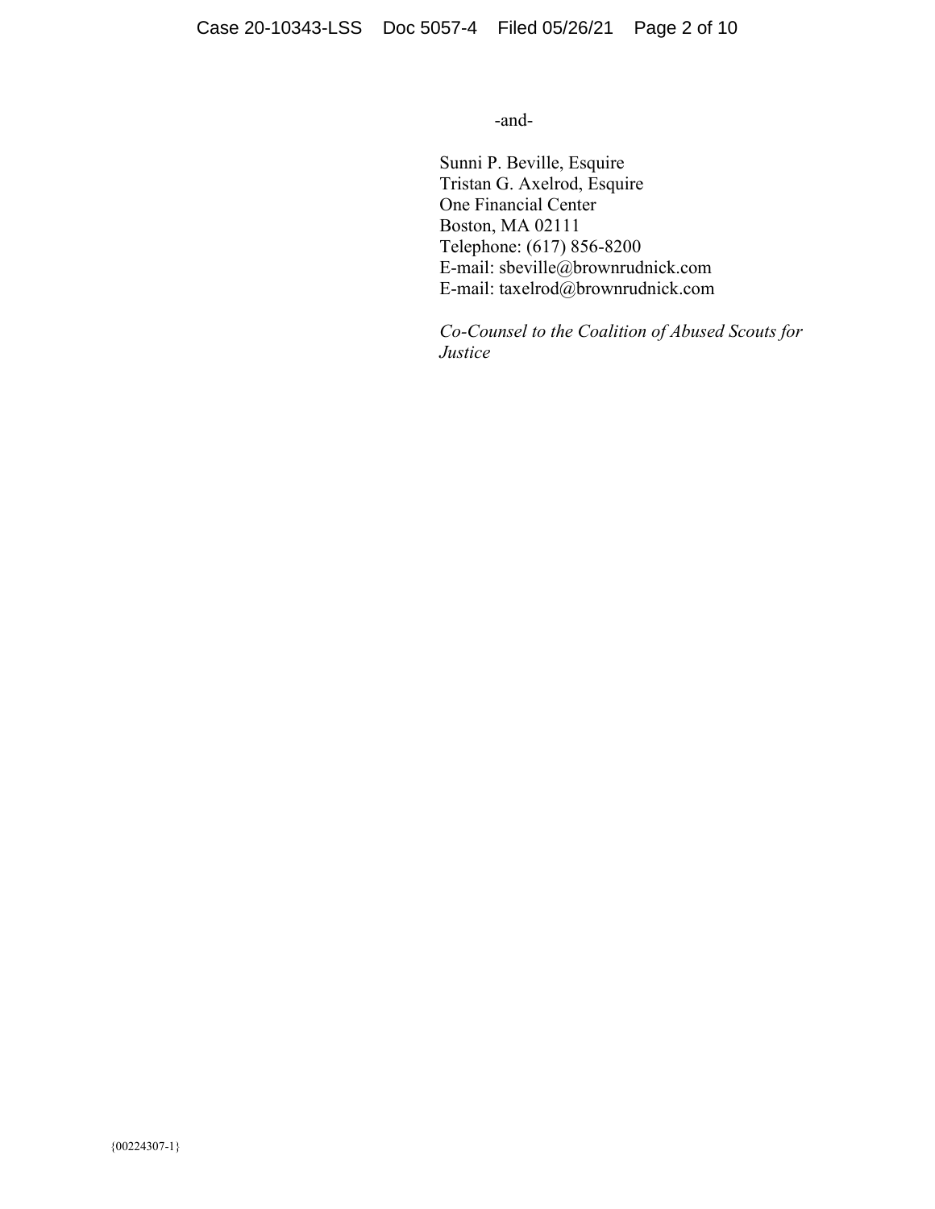-and-

Sunni P. Beville, Esquire
Tristan G. Axelrod, Esquire
One Financial Center
Boston, MA 02111
Telephone: (617) 856-8200
E-mail: sbeville@brownrudnick.com
E-mail: taxelrod@brownrudnick.com

*Co-Counsel to the Coalition of Abused Scouts for Justice*

{00224307-1}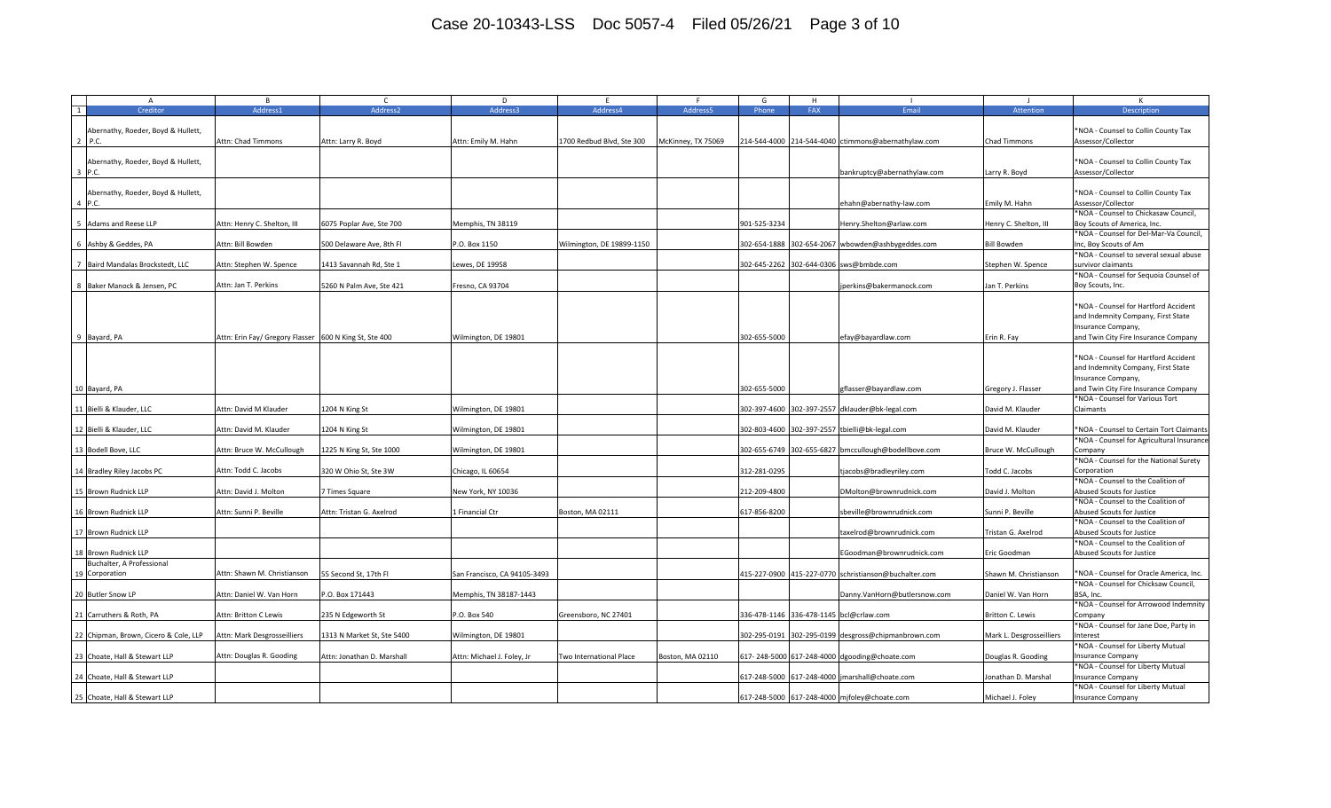| | A | B | C | D | E | F | G | H | I | J | K |
|---|---|---|---|---|---|---|---|---|---|---|---|
| 1 | Creditor | Address1 | Address2 | Address3 | Address4 | Address5 | Phone | FAX | Email | Attention | Description |
| 2 | Abernathy, Roeder, Boyd & Hullett, P.C. | Attn: Chad Timmons | Attn: Larry R. Boyd | Attn: Emily M. Hahn | 1700 Redbud Blvd, Ste 300 | McKinney, TX 75069 | 214-544-4000 | 214-544-4040 | ctimmons@abernathylaw.com | Chad Timmons | *NOA - Counsel to Collin County Tax Assessor/Collector |
| 3 | Abernathy, Roeder, Boyd & Hullett, P.C. | | | | | | | | bankruptcy@abernathylaw.com | Larry R. Boyd | *NOA - Counsel to Collin County Tax Assessor/Collector |
| 4 | Abernathy, Roeder, Boyd & Hullett, P.C. | | | | | | | | ehahn@abernathy-law.com | Emily M. Hahn | *NOA - Counsel to Collin County Tax Assessor/Collector |
| 5 | Adams and Reese LLP | Attn: Henry C. Shelton, III | 6075 Poplar Ave, Ste 700 | Memphis, TN 38119 | | | 901-525-3234 | | Henry.Shelton@arlaw.com | Henry C. Shelton, III | *NOA - Counsel to Chickasaw Council, Boy Scouts of America, Inc. |
| 6 | Ashby & Geddes, PA | Attn: Bill Bowden | 500 Delaware Ave, 8th Fl | P.O. Box 1150 | Wilmington, DE 19899-1150 | | 302-654-1888 | 302-654-2067 | wbowden@ashbygeddes.com | Bill Bowden | *NOA - Counsel for Del-Mar-Va Council, Inc, Boy Scouts of Am |
| 7 | Baird Mandalas Brockstedt, LLC | Attn: Stephen W. Spence | 1413 Savannah Rd, Ste 1 | Lewes, DE 19958 | | | 302-645-2262 | 302-644-0306 | sws@bmbde.com | Stephen W. Spence | *NOA - Counsel to several sexual abuse survivor claimants |
| 8 | Baker Manock & Jensen, PC | Attn: Jan T. Perkins | 5260 N Palm Ave, Ste 421 | Fresno, CA 93704 | | | | | jperkins@bakermanock.com | Jan T. Perkins | *NOA - Counsel for Sequoia Counsel of Boy Scouts, Inc. |
| 9 | Bayard, PA | Attn: Erin Fay/ Gregory Flasser | 600 N King St, Ste 400 | Wilmington, DE 19801 | | | 302-655-5000 | | efay@bayardlaw.com | Erin R. Fay | *NOA - Counsel for Hartford Accident and Indemnity Company, First State Insurance Company, and Twin City Fire Insurance Company |
| 10 | Bayard, PA | | | | | | 302-655-5000 | | gflasser@bayardlaw.com | Gregory J. Flasser | *NOA - Counsel for Hartford Accident and Indemnity Company, First State Insurance Company, and Twin City Fire Insurance Company |
| 11 | Bielli & Klauder, LLC | Attn: David M Klauder | 1204 N King St | Wilmington, DE 19801 | | | 302-397-4600 | 302-397-2557 | dklauder@bk-legal.com | David M. Klauder | *NOA - Counsel for Various Tort Claimants |
| 12 | Bielli & Klauder, LLC | Attn: David M. Klauder | 1204 N King St | Wilmington, DE 19801 | | | 302-803-4600 | 302-397-2557 | tbielli@bk-legal.com | David M. Klauder | *NOA - Counsel to Certain Tort Claimants |
| 13 | Bodell Bove, LLC | Attn: Bruce W. McCullough | 1225 N King St, Ste 1000 | Wilmington, DE 19801 | | | 302-655-6749 | 302-655-6827 | bmccullough@bodellbove.com | Bruce W. McCullough | *NOA - Counsel for Agricultural Insurance Company |
| 14 | Bradley Riley Jacobs PC | Attn: Todd C. Jacobs | 320 W Ohio St, Ste 3W | Chicago, IL 60654 | | | 312-281-0295 | | tjacobs@bradleyriley.com | Todd C. Jacobs | *NOA - Counsel for the National Surety Corporation |
| 15 | Brown Rudnick LLP | Attn: David J. Molton | 7 Times Square | New York, NY 10036 | | | 212-209-4800 | | DMolton@brownrudnick.com | David J. Molton | *NOA - Counsel to the Coalition of Abused Scouts for Justice |
| 16 | Brown Rudnick LLP | Attn: Sunni P. Beville | Attn: Tristan G. Axelrod | 1 Financial Ctr | Boston, MA 02111 | | 617-856-8200 | | sbeville@brownrudnick.com | Sunni P. Beville | *NOA - Counsel to the Coalition of Abused Scouts for Justice |
| 17 | Brown Rudnick LLP | | | | | | | | taxelrod@brownrudnick.com | Tristan G. Axelrod | *NOA - Counsel to the Coalition of Abused Scouts for Justice |
| 18 | Brown Rudnick LLP | | | | | | | | EGoodman@brownrudnick.com | Eric Goodman | *NOA - Counsel to the Coalition of Abused Scouts for Justice |
| 19 | Buchalter, A Professional Corporation | Attn: Shawn M. Christianson | 55 Second St, 17th Fl | San Francisco, CA 94105-3493 | | | 415-227-0900 | 415-227-0770 | schristianson@buchalter.com | Shawn M. Christianson | *NOA - Counsel for Oracle America, Inc. |
| 20 | Butler Snow LP | Attn: Daniel W. Van Horn | P.O. Box 171443 | Memphis, TN 38187-1443 | | | | | Danny.VanHorn@butlersnow.com | Daniel W. Van Horn | *NOA - Counsel for Chicksaw Council, BSA, Inc. |
| 21 | Carruthers & Roth, PA | Attn: Britton C Lewis | 235 N Edgeworth St | P.O. Box 540 | Greensboro, NC 27401 | | 336-478-1146 | 336-478-1145 | bcl@crlaw.com | Britton C. Lewis | *NOA - Counsel for Arrowood Indemnity Company |
| 22 | Chipman, Brown, Cicero & Cole, LLP | Attn: Mark Desgrosseilliers | 1313 N Market St, Ste 5400 | Wilmington, DE 19801 | | | 302-295-0191 | 302-295-0199 | desgross@chipmanbrown.com | Mark L. Desgrosseilliers | *NOA - Counsel for Jane Doe, Party in Interest |
| 23 | Choate, Hall & Stewart LLP | Attn: Douglas R. Gooding | Attn: Jonathan D. Marshall | Attn: Michael J. Foley, Jr | Two International Place | Boston, MA 02110 | 617- 248-5000 | 617-248-4000 | dgooding@choate.com | Douglas R. Gooding | *NOA - Counsel for Liberty Mutual Insurance Company |
| 24 | Choate, Hall & Stewart LLP | | | | | | 617-248-5000 | 617-248-4000 | jmarshall@choate.com | Jonathan D. Marshal | *NOA - Counsel for Liberty Mutual Insurance Company |
| 25 | Choate, Hall & Stewart LLP | | | | | | 617-248-5000 | 617-248-4000 | mjfoley@choate.com | Michael J. Foley | *NOA - Counsel for Liberty Mutual Insurance Company |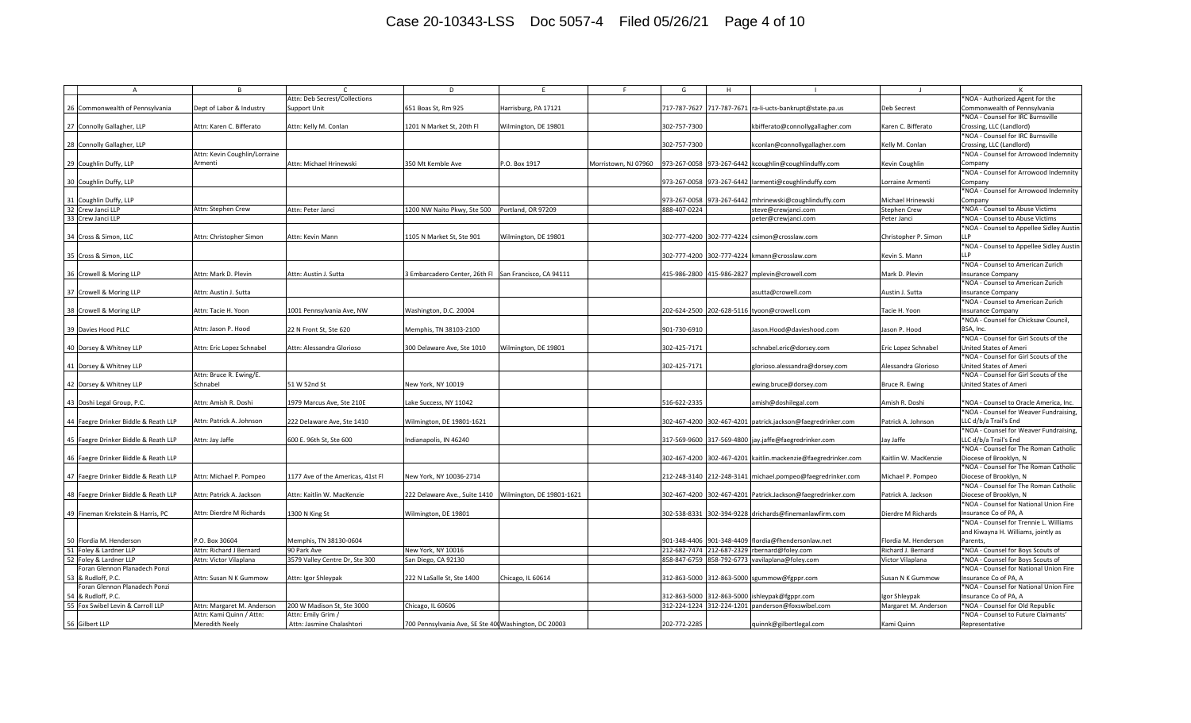| | A | B | C | D | E | F | G | H | I | J | K |
|---|---|---|---|---|---|---|---|---|---|---|---|
| 26 | Commonwealth of Pennsylvania | Dept of Labor & Industry | Attn: Deb Secrest/Collections Support Unit | 651 Boas St, Rm 925 | Harrisburg, PA 17121 | | 717-787-7627 | 717-787-7671 | ra-li-ucts-bankrupt@state.pa.us | Deb Secrest | *NOA - Authorized Agent for the Commonwealth of Pennsylvania |
| 27 | Connolly Gallagher, LLP | Attn: Karen C. Bifferato | Attn: Kelly M. Conlan | 1201 N Market St, 20th Fl | Wilmington, DE 19801 | | 302-757-7300 | | kbifferato@connollygallagher.com | Karen C. Bifferato | *NOA - Counsel for IRC Burnsville Crossing, LLC (Landlord) |
| 28 | Connolly Gallagher, LLP | | | | | | 302-757-7300 | | kconlan@connollygallagher.com | Kelly M. Conlan | *NOA - Counsel for IRC Burnsville Crossing, LLC (Landlord) |
| 29 | Coughlin Duffy, LLP | Attn: Kevin Coughlin/Lorraine Armenti | Attn: Michael Hrinewski | 350 Mt Kemble Ave | P.O. Box 1917 | Morristown, NJ 07960 | 973-267-0058 | 973-267-6442 | kcoughlin@coughlinduffy.com | Kevin Coughlin | *NOA - Counsel for Arrowood Indemnity Company |
| 30 | Coughlin Duffy, LLP | | | | | | 973-267-0058 | 973-267-6442 | larmenti@coughlinduffy.com | Lorraine Armenti | *NOA - Counsel for Arrowood Indemnity Company |
| 31 | Coughlin Duffy, LLP | | | | | | 973-267-0058 | 973-267-6442 | mhrinewski@coughlinduffy.com | Michael Hrinewski | *NOA - Counsel for Arrowood Indemnity Company |
| 32 | Crew Janci LLP | Attn: Stephen Crew | Attn: Peter Janci | 1200 NW Naito Pkwy, Ste 500 | Portland, OR 97209 | | 888-407-0224 | | steve@crewjanci.com | Stephen Crew | *NOA - Counsel to Abuse Victims |
| 33 | Crew Janci LLP | | | | | | | | peter@crewjanci.com | Peter Janci | *NOA - Counsel to Abuse Victims |
| 34 | Cross & Simon, LLC | Attn: Christopher Simon | Attn: Kevin Mann | 1105 N Market St, Ste 901 | Wilmington, DE 19801 | | 302-777-4200 | 302-777-4224 | csimon@crosslaw.com | Christopher P. Simon | *NOA - Counsel to Appellee Sidley Austin LLP |
| 35 | Cross & Simon, LLC | | | | | | 302-777-4200 | 302-777-4224 | kmann@crosslaw.com | Kevin S. Mann | *NOA - Counsel to Appellee Sidley Austin LLP |
| 36 | Crowell & Moring LLP | Attn: Mark D. Plevin | Attn: Austin J. Sutta | 3 Embarcadero Center, 26th Fl | San Francisco, CA 94111 | | 415-986-2800 | 415-986-2827 | mplevin@crowell.com | Mark D. Plevin | *NOA - Counsel to American Zurich Insurance Company |
| 37 | Crowell & Moring LLP | Attn: Austin J. Sutta | | | | | | | asutta@crowell.com | Austin J. Sutta | *NOA - Counsel to American Zurich Insurance Company |
| 38 | Crowell & Moring LLP | Attn: Tacie H. Yoon | 1001 Pennsylvania Ave, NW | Washington, D.C. 20004 | | | 202-624-2500 | 202-628-5116 | tyoon@crowell.com | Tacie H. Yoon | *NOA - Counsel to American Zurich Insurance Company |
| 39 | Davies Hood PLLC | Attn: Jason P. Hood | 22 N Front St, Ste 620 | Memphis, TN 38103-2100 | | | 901-730-6910 | | Jason.Hood@davieshood.com | Jason P. Hood | *NOA - Counsel for Chicksaw Council, BSA, Inc. |
| 40 | Dorsey & Whitney LLP | Attn: Eric Lopez Schnabel | Attn: Alessandra Glorioso | 300 Delaware Ave, Ste 1010 | Wilmington, DE 19801 | | 302-425-7171 | | schnabel.eric@dorsey.com | Eric Lopez Schnabel | *NOA - Counsel for Girl Scouts of the United States of Ameri |
| 41 | Dorsey & Whitney LLP | | | | | | 302-425-7171 | | glorioso.alessandra@dorsey.com | Alessandra Glorioso | *NOA - Counsel for Girl Scouts of the United States of Ameri |
| 42 | Dorsey & Whitney LLP | Attn: Bruce R. Ewing/E. Schnabel | 51 W 52nd St | New York, NY 10019 | | | | | ewing.bruce@dorsey.com | Bruce R. Ewing | *NOA - Counsel for Girl Scouts of the United States of Ameri |
| 43 | Doshi Legal Group, P.C. | Attn: Amish R. Doshi | 1979 Marcus Ave, Ste 210E | Lake Success, NY 11042 | | | 516-622-2335 | | amish@doshilegal.com | Amish R. Doshi | *NOA - Counsel to Oracle America, Inc. |
| 44 | Faegre Drinker Biddle & Reath LLP | Attn: Patrick A. Johnson | 222 Delaware Ave, Ste 1410 | Wilmington, DE 19801-1621 | | | 302-467-4200 | 302-467-4201 | patrick.jackson@faegredrinker.com | Patrick A. Johnson | *NOA - Counsel for Weaver Fundraising, LLC d/b/a Trail's End |
| 45 | Faegre Drinker Biddle & Reath LLP | Attn: Jay Jaffe | 600 E. 96th St, Ste 600 | Indianapolis, IN 46240 | | | 317-569-9600 | 317-569-4800 | jay.jaffe@faegredrinker.com | Jay Jaffe | *NOA - Counsel for Weaver Fundraising, LLC d/b/a Trail's End |
| 46 | Faegre Drinker Biddle & Reath LLP | | | | | | 302-467-4200 | 302-467-4201 | kaitlin.mackenzie@faegredrinker.com | Kaitlin W. MacKenzie | *NOA - Counsel for The Roman Catholic Diocese of Brooklyn, N |
| 47 | Faegre Drinker Biddle & Reath LLP | Attn: Michael P. Pompeo | 1177 Ave of the Americas, 41st Fl | New York, NY 10036-2714 | | | 212-248-3140 | 212-248-3141 | michael.pompeo@faegredrinker.com | Michael P. Pompeo | *NOA - Counsel for The Roman Catholic Diocese of Brooklyn, N |
| 48 | Faegre Drinker Biddle & Reath LLP | Attn: Patrick A. Jackson | Attn: Kaitlin W. MacKenzie | 222 Delaware Ave., Suite 1410 | Wilmington, DE 19801-1621 | | 302-467-4200 | 302-467-4201 | Patrick.Jackson@faegredrinker.com | Patrick A. Jackson | *NOA - Counsel for The Roman Catholic Diocese of Brooklyn, N |
| 49 | Fineman Krekstein & Harris, PC | Attn: Dierdre M Richards | 1300 N King St | Wilmington, DE 19801 | | | 302-538-8331 | 302-394-9228 | drichards@finemanlawfirm.com | Dierdre M Richards | *NOA - Counsel for National Union Fire Insurance Co of PA, A |
| 50 | Flordia M. Henderson | P.O. Box 30604 | Memphis, TN 38130-0604 | | | | 901-348-4406 | 901-348-4409 | flordia@fhendersonlaw.net | Flordia M. Henderson | *NOA - Counsel for Trennie L. Williams and Kiwayna H. Williams, jointly as Parents, |
| 51 | Foley & Lardner LLP | Attn: Richard J Bernard | 90 Park Ave | New York, NY 10016 | | | 212-682-7474 | 212-687-2329 | rbernard@foley.com | Richard J. Bernard | *NOA - Counsel for Boys Scouts of |
| 52 | Foley & Lardner LLP | Attn: Victor Vilaplana | 3579 Valley Centre Dr, Ste 300 | San Diego, CA 92130 | | | 858-847-6759 | 858-792-6773 | vavilaplana@foley.com | Victor Vilaplana | *NOA - Counsel for Boys Scouts of |
| 53 | Foran Glennon Planadech Ponzi & Rudloff, P.C. | Attn: Susan N K Gummow | Attn: Igor Shleypak | 222 N LaSalle St, Ste 1400 | Chicago, IL 60614 | | 312-863-5000 | 312-863-5000 | sgummow@fgppr.com | Susan N K Gummow | *NOA - Counsel for National Union Fire Insurance Co of PA, A |
| 54 | Foran Glennon Planadech Ponzi & Rudloff, P.C. | | | | | | 312-863-5000 | 312-863-5000 | ishleypak@fgppr.com | Igor Shleypak | *NOA - Counsel for National Union Fire Insurance Co of PA, A |
| 55 | Fox Swibel Levin & Carroll LLP | Attn: Margaret M. Anderson | 200 W Madison St, Ste 3000 | Chicago, IL 60606 | | | 312-224-1224 | 312-224-1201 | panderson@foxswibel.com | Margaret M. Anderson | *NOA - Counsel for Old Republic |
| 56 | Gilbert LLP | Attn: Kami Quinn / Attn: Meredith Neely | Attn: Emily Grim / Attn: Jasmine Chalashtori | 700 Pennsylvania Ave, SE Ste 400 | Washington, DC 20003 | | 202-772-2285 | | quinnk@gilbertlegal.com | Kami Quinn | *NOA - Counsel to Future Claimants' Representative |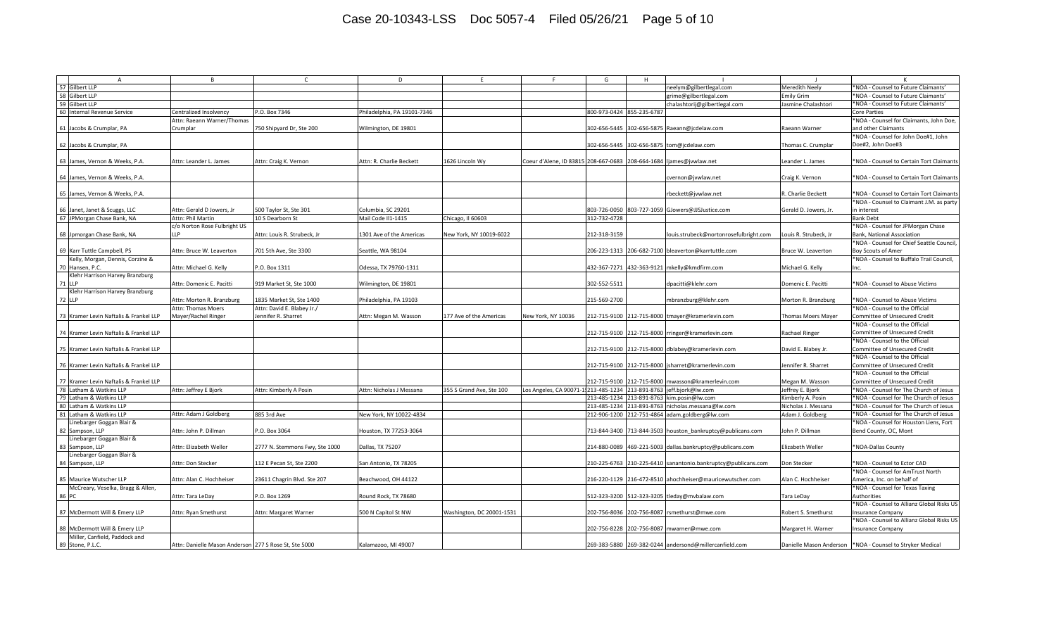| | A | B | C | D | E | F | G | H | I | J | K |
|---|---|---|---|---|---|---|---|---|---|---|---|
| 57 | Gilbert LLP | | | | | | | | neelym@gilbertlegal.com | Meredith Neely | *NOA - Counsel to Future Claimants' |
| 58 | Gilbert LLP | | | | | | | | grime@gilbertlegal.com | Emily Grim | *NOA - Counsel to Future Claimants' |
| 59 | Gilbert LLP | | | | | | | | chalashtorij@gilbertlegal.com | Jasmine Chalashtori | *NOA - Counsel to Future Claimants' |
| 60 | Internal Revenue Service | Centralized Insolvency | P.O. Box 7346 | Philadelphia, PA 19101-7346 | | | 800-973-0424 | 855-235-6787 | | | Core Parties |
| 61 | Jacobs & Crumplar, PA | Attn: Raeann Warner/Thomas Crumplar | 750 Shipyard Dr, Ste 200 | Wilmington, DE 19801 | | | 302-656-5445 | 302-656-5875 | Raeann@jcdelaw.com | Raeann Warner | *NOA - Counsel for Claimants, John Doe, and other Claimants |
| 62 | Jacobs & Crumplar, PA | | | | | | 302-656-5445 | 302-656-5875 | tom@jcdelaw.com | Thomas C. Crumplar | *NOA - Counsel for John Doe#1, John Doe#2, John Doe#3 |
| 63 | James, Vernon & Weeks, P.A. | Attn: Leander L. James | Attn: Craig K. Vernon | Attn: R. Charlie Beckett | 1626 Lincoln Wy | Coeur d'Alene, ID 83815 | 208-667-0683 | 208-664-1684 | ljames@jvwlaw.net | Leander L. James | *NOA - Counsel to Certain Tort Claimants |
| 64 | James, Vernon & Weeks, P.A. | | | | | | | | cvernon@jvwlaw.net | Craig K. Vernon | *NOA - Counsel to Certain Tort Claimants |
| 65 | James, Vernon & Weeks, P.A. | | | | | | | | rbeckett@jvwlaw.net | R. Charlie Beckett | *NOA - Counsel to Certain Tort Claimants |
| 66 | Janet, Janet & Scuggs, LLC | Attn: Gerald D Jowers, Jr | 500 Taylor St, Ste 301 | Columbia, SC 29201 | | | 803-726-0050 | 803-727-1059 | GJowers@JJSJustice.com | Gerald D. Jowers, Jr. | *NOA - Counsel to Claimant J.M. as party in interest |
| 67 | JPMorgan Chase Bank, NA | Attn: Phil Martin | 10 S Dearborn St | Mail Code Il1-1415 | Chicago, Il 60603 | | 312-732-4728 | | | | Bank Debt |
| 68 | Jpmorgan Chase Bank, NA | c/o Norton Rose Fulbright US LLP | Attn: Louis R. Strubeck, Jr | 1301 Ave of the Americas | New York, NY 10019-6022 | | 212-318-3159 | | louis.strubeck@nortonrosefulbright.com | Louis R. Strubeck, Jr | *NOA - Counsel for JPMorgan Chase Bank, National Association |
| 69 | Karr Tuttle Campbell, PS | Attn: Bruce W. Leaverton | 701 5th Ave, Ste 3300 | Seattle, WA 98104 | | | 206-223-1313 | 206-682-7100 | bleaverton@karrtuttle.com | Bruce W. Leaverton | *NOA - Counsel for Chief Seattle Council, Boy Scouts of Amer |
| 70 | Kelly, Morgan, Dennis, Corzine & Hansen, P.C. | Attn: Michael G. Kelly | P.O. Box 1311 | Odessa, TX 79760-1311 | | | 432-367-7271 | 432-363-9121 | mkelly@kmdfirm.com | Michael G. Kelly | *NOA - Counsel to Buffalo Trail Council, Inc. |
| 71 | Klehr Harrison Harvey Branzburg LLP | Attn: Domenic E. Pacitti | 919 Market St, Ste 1000 | Wilmington, DE 19801 | | | 302-552-5511 | | dpacitti@klehr.com | Domenic E. Pacitti | *NOA - Counsel to Abuse Victims |
| 72 | Klehr Harrison Harvey Branzburg LLP | Attn: Morton R. Branzburg | 1835 Market St, Ste 1400 | Philadelphia, PA 19103 | | | 215-569-2700 | | mbranzburg@klehr.com | Morton R. Branzburg | *NOA - Counsel to Abuse Victims |
| 73 | Kramer Levin Naftalis & Frankel LLP | Attn: Thomas Moers Mayer/Rachel Ringer | Attn: David E. Blabey Jr./ Jennifer R. Sharret | Attn: Megan M. Wasson | 177 Ave of the Americas | New York, NY 10036 | 212-715-9100 | 212-715-8000 | tmayer@kramerlevin.com | Thomas Moers Mayer | *NOA - Counsel to the Official Committee of Unsecured Credit |
| 74 | Kramer Levin Naftalis & Frankel LLP | | | | | | 212-715-9100 | 212-715-8000 | rringer@kramerlevin.com | Rachael Ringer | *NOA - Counsel to the Official Committee of Unsecured Credit |
| 75 | Kramer Levin Naftalis & Frankel LLP | | | | | | 212-715-9100 | 212-715-8000 | dblabey@kramerlevin.com | David E. Blabey Jr. | *NOA - Counsel to the Official Committee of Unsecured Credit |
| 76 | Kramer Levin Naftalis & Frankel LLP | | | | | | 212-715-9100 | 212-715-8000 | jsharret@kramerlevin.com | Jennifer R. Sharret | *NOA - Counsel to the Official Committee of Unsecured Credit |
| 77 | Kramer Levin Naftalis & Frankel LLP | | | | | | 212-715-9100 | 212-715-8000 | mwasson@kramerlevin.com | Megan M. Wasson | *NOA - Counsel to the Official Committee of Unsecured Credit |
| 78 | Latham & Watkins LLP | Attn: Jeffrey E Bjork | Attn: Kimberly A Posin | Attn: Nicholas J Messana | 355 S Grand Ave, Ste 100 | Los Angeles, CA 90071-1 | 213-485-1234 | 213-891-8763 | jeff.bjork@lw.com | Jeffrey E. Bjork | *NOA - Counsel for The Church of Jesus |
| 79 | Latham & Watkins LLP | | | | | | 213-485-1234 | 213-891-8763 | kim.posin@lw.com | Kimberly A. Posin | *NOA - Counsel for The Church of Jesus |
| 80 | Latham & Watkins LLP | | | | | | 213-485-1234 | 213-891-8763 | nicholas.messana@lw.com | Nicholas J. Messana | *NOA - Counsel for The Church of Jesus |
| 81 | Latham & Watkins LLP | Attn: Adam J Goldberg | 885 3rd Ave | New York, NY 10022-4834 | | | 212-906-1200 | 212-751-4864 | adam.goldberg@lw.com | Adam J. Goldberg | *NOA - Counsel for The Church of Jesus |
| 82 | Linebarger Goggan Blair & Sampson, LLP | Attn: John P. Dillman | P.O. Box 3064 | Houston, TX 77253-3064 | | | 713-844-3400 | 713-844-3503 | houston_bankruptcy@publicans.com | John P. Dillman | *NOA - Counsel for Houston Liens, Fort Bend County, OC, Mont |
| 83 | Linebarger Goggan Blair & Sampson, LLP | Attn: Elizabeth Weller | 2777 N. Stemmons Fwy, Ste 1000 | Dallas, TX 75207 | | | 214-880-0089 | 469-221-5003 | dallas.bankruptcy@publicans.com | Elizabeth Weller | *NOA-Dallas County |
| 84 | Linebarger Goggan Blair & Sampson, LLP | Attn: Don Stecker | 112 E Pecan St, Ste 2200 | San Antonio, TX 78205 | | | 210-225-6763 | 210-225-6410 | sanantonio.bankruptcy@publicans.com | Don Stecker | *NOA - Counsel to Ector CAD |
| 85 | Maurice Wutscher LLP | Attn: Alan C. Hochheiser | 23611 Chagrin Blvd. Ste 207 | Beachwood, OH 44122 | | | 216-220-1129 | 216-472-8510 | ahochheiser@mauricewutscher.com | Alan C. Hochheiser | *NOA - Counsel for AmTrust North America, Inc. on behalf of |
| 86 | McCreary, Veselka, Bragg & Allen, PC | Attn: Tara LeDay | P.O. Box 1269 | Round Rock, TX 78680 | | | 512-323-3200 | 512-323-3205 | tleday@mvbalaw.com | Tara LeDay | *NOA - Counsel for Texas Taxing Authorities |
| 87 | McDermott Will & Emery LLP | Attn: Ryan Smethurst | Attn: Margaret Warner | 500 N Capitol St NW | Washington, DC 20001-1531 | | 202-756-8036 | 202-756-8087 | rsmethurst@mwe.com | Robert S. Smethurst | *NOA - Counsel to Allianz Global Risks US Insurance Company |
| 88 | McDermott Will & Emery LLP | | | | | | 202-756-8228 | 202-756-8087 | mwarner@mwe.com | Margaret H. Warner | *NOA - Counsel to Allianz Global Risks US Insurance Company |
| 89 | Miller, Canfield, Paddock and Stone, P.L.C. | Attn: Danielle Mason Anderson | 277 S Rose St, Ste 5000 | Kalamazoo, MI 49007 | | | 269-383-5880 | 269-382-0244 | andersond@millercanfield.com | Danielle Mason Anderson | *NOA - Counsel to Stryker Medical |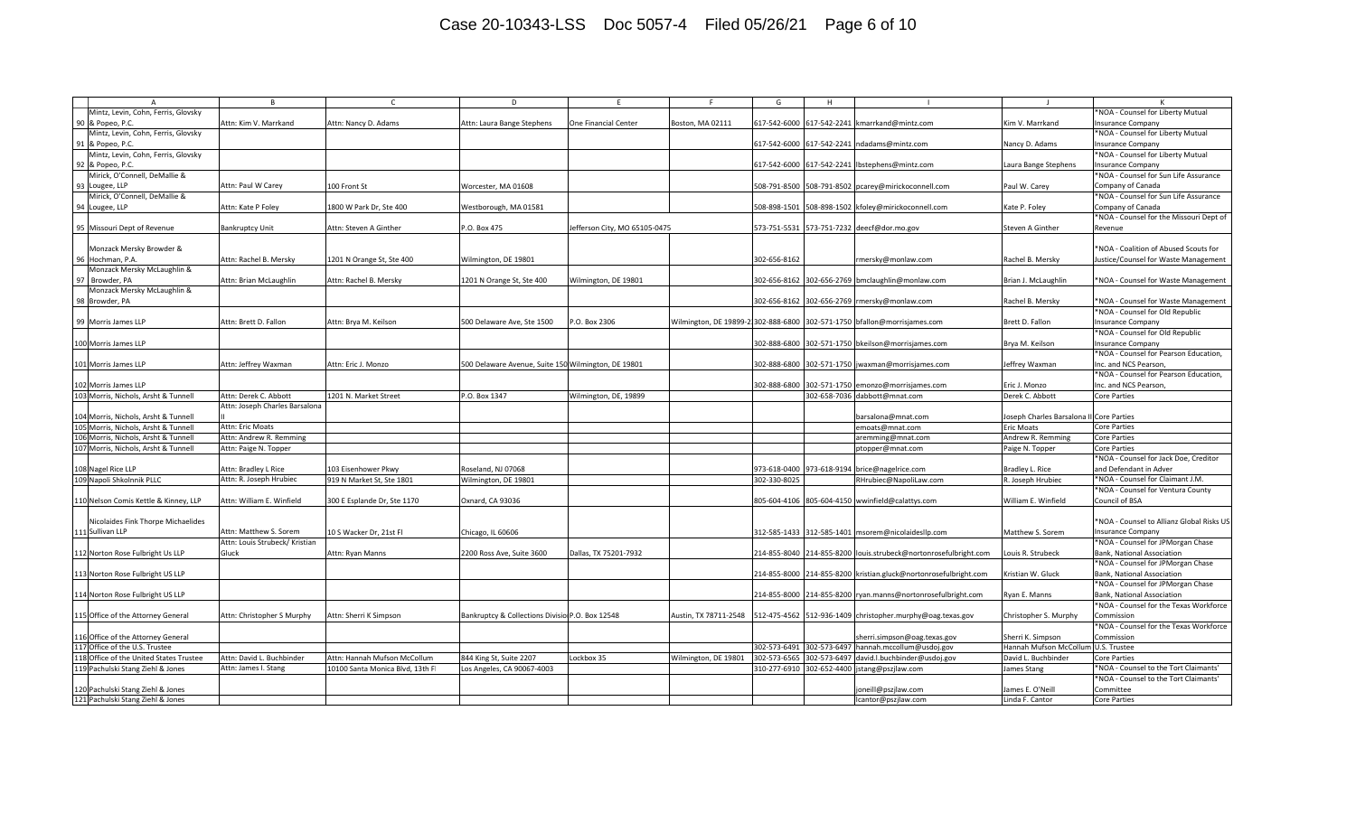| | A | B | C | D | E | F | G | H | I | J | K |
|---|---|---|---|---|---|---|---|---|---|---|---|
| 90 | Mintz, Levin, Cohn, Ferris, Glovsky & Popeo, P.C. | Attn: Kim V. Marrkand | Attn: Nancy D. Adams | Attn: Laura Bange Stephens | One Financial Center | Boston, MA 02111 | 617-542-6000 | 617-542-2241 | kmarrkand@mintz.com | Kim V. Marrkand | *NOA - Counsel for Liberty Mutual Insurance Company |
| 91 | Mintz, Levin, Cohn, Ferris, Glovsky & Popeo, P.C. | | | | | | 617-542-6000 | 617-542-2241 | ndadams@mintz.com | Nancy D. Adams | *NOA - Counsel for Liberty Mutual Insurance Company |
| 92 | Mintz, Levin, Cohn, Ferris, Glovsky & Popeo, P.C. | | | | | | 617-542-6000 | 617-542-2241 | lbstephens@mintz.com | Laura Bange Stephens | *NOA - Counsel for Liberty Mutual Insurance Company |
| 93 | Mirick, O'Connell, DeMallie & Lougee, LLP | Attn: Paul W Carey | 100 Front St | Worcester, MA 01608 | | | 508-791-8500 | 508-791-8502 | pcarey@mirickoconnell.com | Paul W. Carey | *NOA - Counsel for Sun Life Assurance Company of Canada |
| 94 | Mirick, O'Connell, DeMallie & Lougee, LLP | Attn: Kate P Foley | 1800 W Park Dr, Ste 400 | Westborough, MA 01581 | | | 508-898-1501 | 508-898-1502 | kfoley@mirickoconnell.com | Kate P. Foley | *NOA - Counsel for Sun Life Assurance Company of Canada |
| 95 | Missouri Dept of Revenue | Bankruptcy Unit | Attn: Steven A Ginther | P.O. Box 475 | Jefferson City, MO 65105-0475 | | 573-751-5531 | 573-751-7232 | deecf@dor.mo.gov | Steven A Ginther | *NOA - Counsel for the Missouri Dept of Revenue |
| 96 | Monzack Mersky Browder & Hochman, P.A. | Attn: Rachel B. Mersky | 1201 N Orange St, Ste 400 | Wilmington, DE 19801 | | | 302-656-8162 | | rmersky@monlaw.com | Rachel B. Mersky | *NOA - Coalition of Abused Scouts for Justice/Counsel for Waste Management |
| 97 | Monzack Mersky McLaughlin & Browder, PA | Attn: Brian McLaughlin | Attn: Rachel B. Mersky | 1201 N Orange St, Ste 400 | Wilmington, DE 19801 | | 302-656-8162 | 302-656-2769 | bmclaughlin@monlaw.com | Brian J. McLaughlin | *NOA - Counsel for Waste Management |
| 98 | Monzack Mersky McLaughlin & Browder, PA | | | | | | 302-656-8162 | 302-656-2769 | rmersky@monlaw.com | Rachel B. Mersky | *NOA - Counsel for Waste Management |
| 99 | Morris James LLP | Attn: Brett D. Fallon | Attn: Brya M. Keilson | 500 Delaware Ave, Ste 1500 | P.O. Box 2306 | Wilmington, DE 19899-2 | 302-888-6800 | 302-571-1750 | bfallon@morrisjames.com | Brett D. Fallon | *NOA - Counsel for Old Republic Insurance Company |
| 100 | Morris James LLP | | | | | | 302-888-6800 | 302-571-1750 | bkeilson@morrisjames.com | Brya M. Keilson | *NOA - Counsel for Old Republic Insurance Company |
| 101 | Morris James LLP | Attn: Jeffrey Waxman | Attn: Eric J. Monzo | 500 Delaware Avenue, Suite 150 | Wilmington, DE 19801 | | 302-888-6800 | 302-571-1750 | jwaxman@morrisjames.com | Jeffrey Waxman | *NOA - Counsel for Pearson Education, Inc. and NCS Pearson, |
| 102 | Morris James LLP | | | | | | 302-888-6800 | 302-571-1750 | emonzo@morrisjames.com | Eric J. Monzo | *NOA - Counsel for Pearson Education, Inc. and NCS Pearson, |
| 103 | Morris, Nichols, Arsht & Tunnell | Attn: Derek C. Abbott | 1201 N. Market Street | P.O. Box 1347 | Wilmington, DE, 19899 | | | 302-658-7036 | dabbott@mnat.com | Derek C. Abbott | Core Parties |
| 104 | Morris, Nichols, Arsht & Tunnell | Attn: Joseph Charles Barsalona II | | | | | | | barsalona@mnat.com | Joseph Charles Barsalona II | Core Parties |
| 105 | Morris, Nichols, Arsht & Tunnell | Attn: Eric Moats | | | | | | | emoats@mnat.com | Eric Moats | Core Parties |
| 106 | Morris, Nichols, Arsht & Tunnell | Attn: Andrew R. Remming | | | | | | | aremming@mnat.com | Andrew R. Remming | Core Parties |
| 107 | Morris, Nichols, Arsht & Tunnell | Attn: Paige N. Topper | | | | | | | ptopper@mnat.com | Paige N. Topper | Core Parties |
| 108 | Nagel Rice LLP | Attn: Bradley L Rice | 103 Eisenhower Pkwy | Roseland, NJ 07068 | | | 973-618-0400 | 973-618-9194 | brice@nagelrice.com | Bradley L. Rice | *NOA - Counsel for Jack Doe, Creditor and Defendant in Adver |
| 109 | Napoli Shkolnik PLLC | Attn: R. Joseph Hrubiec | 919 N Market St, Ste 1801 | Wilmington, DE 19801 | | | 302-330-8025 | | RHrubiec@NapoliLaw.com | R. Joseph Hrubiec | *NOA - Counsel for Claimant J.M. |
| 110 | Nelson Comis Kettle & Kinney, LLP | Attn: William E. Winfield | 300 E Esplande Dr, Ste 1170 | Oxnard, CA 93036 | | | 805-604-4106 | 805-604-4150 | wwinfield@calattys.com | William E. Winfield | *NOA - Counsel for Ventura County Council of BSA |
| 111 | Nicolaides Fink Thorpe Michaelides Sullivan LLP | Attn: Matthew S. Sorem | 10 S Wacker Dr, 21st Fl | Chicago, IL 60606 | | | 312-585-1433 | 312-585-1401 | msorem@nicolaidesllp.com | Matthew S. Sorem | *NOA - Counsel for Allianz Global Risks US Insurance Company |
| 112 | Norton Rose Fulbright Us LLP | Attn: Louis Strubeck/ Kristian Gluck | Attn: Ryan Manns | 2200 Ross Ave, Suite 3600 | Dallas, TX 75201-7932 | | 214-855-8040 | 214-855-8200 | louis.strubeck@nortonrosefulbright.com | Louis R. Strubeck | *NOA - Counsel for JPMorgan Chase Bank, National Association |
| 113 | Norton Rose Fulbright US LLP | | | | | | 214-855-8000 | 214-855-8200 | kristian.gluck@nortonrosefulbright.com | Kristian W. Gluck | *NOA - Counsel for JPMorgan Chase Bank, National Association |
| 114 | Norton Rose Fulbright US LLP | | | | | | 214-855-8000 | 214-855-8200 | ryan.manns@nortonrosefulbright.com | Ryan E. Manns | *NOA - Counsel for JPMorgan Chase Bank, National Association |
| 115 | Office of the Attorney General | Attn: Christopher S Murphy | Attn: Sherri K Simpson | Bankruptcy & Collections Divisio | P.O. Box 12548 | Austin, TX 78711-2548 | 512-475-4562 | 512-936-1409 | christopher.murphy@oag.texas.gov | Christopher S. Murphy | *NOA - Counsel for the Texas Workforce Commission |
| 116 | Office of the Attorney General | | | | | | | | sherri.simpson@oag.texas.gov | Sherri K. Simpson | *NOA - Counsel for the Texas Workforce Commission |
| 117 | Office of the U.S. Trustee | | | | | | 302-573-6491 | 302-573-6497 | hannah.mccollum@usdoj.gov | Hannah Mufson McCollum | U.S. Trustee |
| 118 | Office of the United States Trustee | Attn: David L. Buchbinder | Attn: Hannah Mufson McCollum | 844 King St, Suite 2207 | Lockbox 35 | Wilmington, DE 19801 | 302-573-6565 | 302-573-6497 | david.l.buchbinder@usdoj.gov | David L. Buchbinder | Core Parties |
| 119 | Pachulski Stang Ziehl & Jones | Attn: James I. Stang | 10100 Santa Monica Blvd, 13th Fl | Los Angeles, CA 90067-4003 | | | 310-277-6910 | 302-652-4400 | jstang@pszjlaw.com | James Stang | *NOA - Counsel to the Tort Claimants' |
| 120 | Pachulski Stang Ziehl & Jones | | | | | | | | joneill@pszjlaw.com | James E. O'Neill | *NOA - Counsel to the Tort Claimants' Committee |
| 121 | Pachulski Stang Ziehl & Jones | | | | | | | | lcantor@pszjlaw.com | Linda F. Cantor | Core Parties |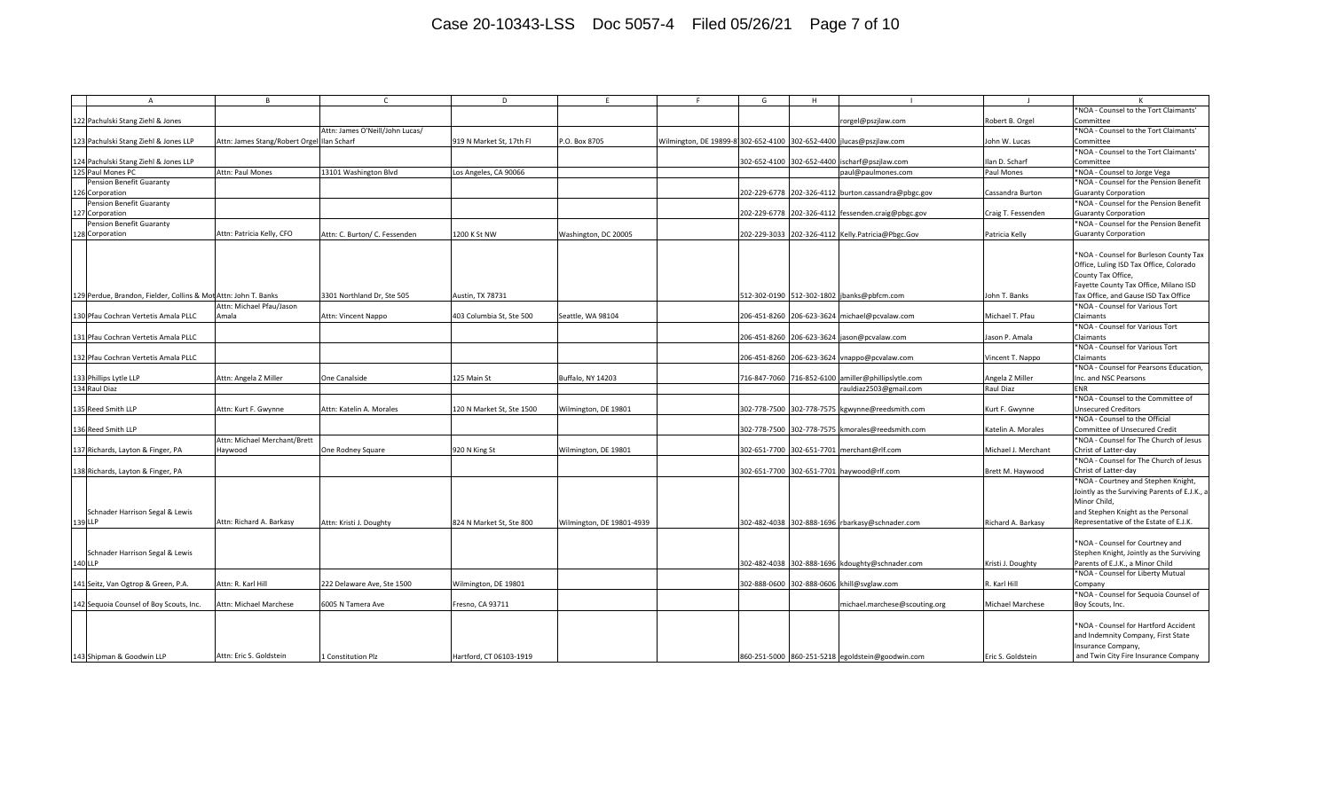| | A | B | C | D | E | F | G | H | I | J | K |
|---|---|---|---|---|---|---|---|---|---|---|---|
| 122 | Pachulski Stang Ziehl & Jones | | | | | | | | rorgel@pszjlaw.com | Robert B. Orgel | *NOA - Counsel to the Tort Claimants' Committee |
| 123 | Pachulski Stang Ziehl & Jones LLP | Attn: James Stang/Robert Orgel | Ilan Scharf | Attn: James O'Neill/John Lucas/ | 919 N Market St, 17th Fl | P.O. Box 8705 | Wilmington, DE 19899-8 | 302-652-4100 | 302-652-4400 | jlucas@pszjlaw.com | John W. Lucas | *NOA - Counsel to the Tort Claimants' Committee |
| 124 | Pachulski Stang Ziehl & Jones LLP | | | | | | 302-652-4100 | 302-652-4400 | ischarf@pszjlaw.com | Ilan D. Scharf | *NOA - Counsel to the Tort Claimants' Committee |
| 125 | Paul Mones PC | Attn: Paul Mones | 13101 Washington Blvd | Los Angeles, CA 90066 | | | | | paul@paulmones.com | Paul Mones | *NOA - Counsel to Jorge Vega |
| 126 | Pension Benefit Guaranty Corporation | | | | | | 202-229-6778 | 202-326-4112 | burton.cassandra@pbgc.gov | Cassandra Burton | *NOA - Counsel for the Pension Benefit Guaranty Corporation |
| 127 | Pension Benefit Guaranty Corporation | | | | | | 202-229-6778 | 202-326-4112 | fessenden.craig@pbgc.gov | Craig T. Fessenden | *NOA - Counsel for the Pension Benefit Guaranty Corporation |
| 128 | Pension Benefit Guaranty Corporation | Attn: Patricia Kelly, CFO | Attn: C. Burton/ C. Fessenden | 1200 K St NW | Washington, DC 20005 | | 202-229-3033 | 202-326-4112 | Kelly.Patricia@Pbgc.Gov | Patricia Kelly | *NOA - Counsel for the Pension Benefit Guaranty Corporation |
| 129 | Perdue, Brandon, Fielder, Collins & Mott | Attn: John T. Banks | 3301 Northland Dr, Ste 505 | Austin, TX 78731 | | | 512-302-0190 | 512-302-1802 | jbanks@pbfcm.com | John T. Banks | *NOA - Counsel for Burleson County Tax Office, Luling ISD Tax Office, Colorado County Tax Office, Fayette County Tax Office, Milano ISD Tax Office, and Gause ISD Tax Office |
| 130 | Pfau Cochran Vertetis Amala PLLC | Attn: Michael Pfau/Jason Amala | Attn: Vincent Nappo | 403 Columbia St, Ste 500 | Seattle, WA 98104 | | 206-451-8260 | 206-623-3624 | michael@pcvalaw.com | Michael T. Pfau | *NOA - Counsel for Various Tort Claimants |
| 131 | Pfau Cochran Vertetis Amala PLLC | | | | | | 206-451-8260 | 206-623-3624 | jason@pcvalaw.com | Jason P. Amala | *NOA - Counsel for Various Tort Claimants |
| 132 | Pfau Cochran Vertetis Amala PLLC | | | | | | 206-451-8260 | 206-623-3624 | vnappo@pcvalaw.com | Vincent T. Nappo | *NOA - Counsel for Various Tort Claimants |
| 133 | Phillips Lytle LLP | Attn: Angela Z Miller | One Canalside | 125 Main St | Buffalo, NY 14203 | | 716-847-7060 | 716-852-6100 | amiller@phillipslytle.com | Angela Z Miller | *NOA - Counsel for Pearsons Education, Inc. and NSC Pearsons |
| 134 | Raul Diaz | | | | | | | | rauldiaz2503@gmail.com | Raul Diaz | ENR |
| 135 | Reed Smith LLP | Attn: Kurt F. Gwynne | Attn: Katelin A. Morales | 120 N Market St, Ste 1500 | Wilmington, DE 19801 | | 302-778-7500 | 302-778-7575 | kgwynne@reedsmith.com | Kurt F. Gwynne | *NOA - Counsel to the Committee of Unsecured Creditors |
| 136 | Reed Smith LLP | | | | | | 302-778-7500 | 302-778-7575 | kmorales@reedsmith.com | Katelin A. Morales | *NOA - Counsel to the Official Committee of Unsecured Credit |
| 137 | Richards, Layton & Finger, PA | Attn: Michael Merchant/Brett Haywood | One Rodney Square | 920 N King St | Wilmington, DE 19801 | | 302-651-7700 | 302-651-7701 | merchant@rlf.com | Michael J. Merchant | *NOA - Counsel for The Church of Jesus Christ of Latter-day |
| 138 | Richards, Layton & Finger, PA | | | | | | 302-651-7700 | 302-651-7701 | haywood@rlf.com | Brett M. Haywood | *NOA - Counsel for The Church of Jesus Christ of Latter-day |
| 139 | Schnader Harrison Segal & Lewis LLP | Attn: Richard A. Barkasy | Attn: Kristi J. Doughty | 824 N Market St, Ste 800 | Wilmington, DE 19801-4939 | | 302-482-4038 | 302-888-1696 | rbarkasy@schnader.com | Richard A. Barkasy | *NOA - Courtney and Stephen Knight, Jointly as the Surviving Parents of E.J.K., a Minor Child, and Stephen Knight as the Personal Representative of the Estate of E.J.K. |
| 140 | Schnader Harrison Segal & Lewis LLP | | | | | | 302-482-4038 | 302-888-1696 | kdoughty@schnader.com | Kristi J. Doughty | *NOA - Counsel for Courtney and Stephen Knight, Jointly as the Surviving Parents of E.J.K., a Minor Child |
| 141 | Seitz, Van Ogtrop & Green, P.A. | Attn: R. Karl Hill | 222 Delaware Ave, Ste 1500 | Wilmington, DE 19801 | | | 302-888-0600 | 302-888-0606 | khill@svglaw.com | R. Karl Hill | *NOA - Counsel for Liberty Mutual Company |
| 142 | Sequoia Counsel of Boy Scouts, Inc. | Attn: Michael Marchese | 6005 N Tamera Ave | Fresno, CA 93711 | | | | | michael.marchese@scouting.org | Michael Marchese | *NOA - Counsel for Sequoia Counsel of Boy Scouts, Inc. |
| 143 | Shipman & Goodwin LLP | Attn: Eric S. Goldstein | 1 Constitution Plz | Hartford, CT 06103-1919 | | | 860-251-5000 | 860-251-5218 | egoldstein@goodwin.com | Eric S. Goldstein | *NOA - Counsel for Hartford Accident and Indemnity Company, First State Insurance Company, and Twin City Fire Insurance Company |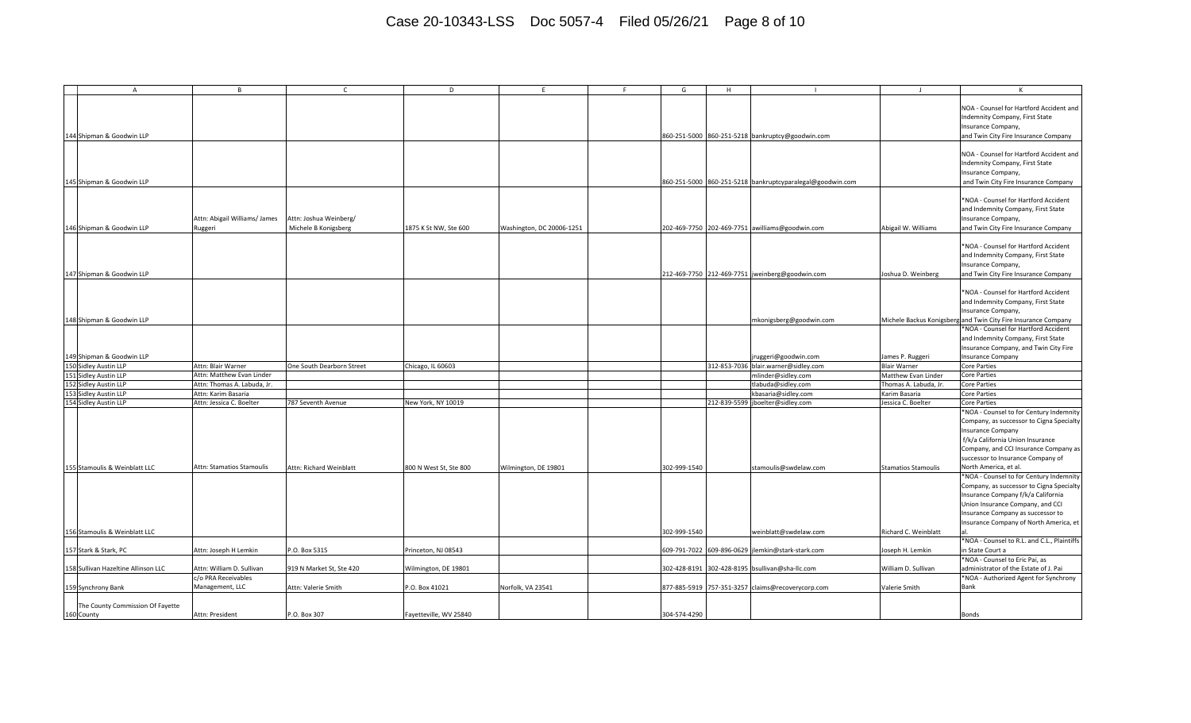| | A | B | C | D | E | F | G | H | I | J | K |
|---|---|---|---|---|---|---|---|---|---|---|---|
| 144 | Shipman & Goodwin LLP | | | | | | 860-251-5000 | 860-251-5218 | bankruptcy@goodwin.com | | NOA - Counsel for Hartford Accident and Indemnity Company, First State Insurance Company, and Twin City Fire Insurance Company |
| 145 | Shipman & Goodwin LLP | | | | | | 860-251-5000 | 860-251-5218 | bankruptcyparalegal@goodwin.com | | NOA - Counsel for Hartford Accident and Indemnity Company, First State Insurance Company, and Twin City Fire Insurance Company |
| 146 | Shipman & Goodwin LLP | Attn: Abigail Williams/ James Ruggeri | Attn: Joshua Weinberg/ Michele B Konigsberg | 1875 K St NW, Ste 600 | Washington, DC 20006-1251 | | 202-469-7750 | 202-469-7751 | awilliams@goodwin.com | Abigail W. Williams | *NOA - Counsel for Hartford Accident and Indemnity Company, First State Insurance Company, and Twin City Fire Insurance Company |
| 147 | Shipman & Goodwin LLP | | | | | | 212-469-7750 | 212-469-7751 | jweinberg@goodwin.com | Joshua D. Weinberg | *NOA - Counsel for Hartford Accident and Indemnity Company, First State Insurance Company, and Twin City Fire Insurance Company |
| 148 | Shipman & Goodwin LLP | | | | | | | | mkonigsberg@goodwin.com | Michele Backus Konigsberg | and Twin City Fire Insurance Company *NOA - Counsel for Hartford Accident and Indemnity Company, First State Insurance Company, |
| 149 | Shipman & Goodwin LLP | | | | | | | | jruggeri@goodwin.com | James P. Ruggeri | *NOA - Counsel for Hartford Accident and Indemnity Company, First State Insurance Company, and Twin City Fire Insurance Company |
| 150 | Sidley Austin LLP | Attn: Blair Warner | One South Dearborn Street | Chicago, IL 60603 | | | | 312-853-7036 | blair.warner@sidley.com | Blair Warner | Core Parties |
| 151 | Sidley Austin LLP | Attn: Matthew Evan Linder | | | | | | | mlinder@sidley.com | Matthew Evan Linder | Core Parties |
| 152 | Sidley Austin LLP | Attn: Thomas A. Labuda, Jr. | | | | | | | tlabuda@sidley.com | Thomas A. Labuda, Jr. | Core Parties |
| 153 | Sidley Austin LLP | Attn: Karim Basaria | | | | | | | kbasaria@sidley.com | Karim Basaria | Core Parties |
| 154 | Sidley Austin LLP | Attn: Jessica C. Boelter | 787 Seventh Avenue | New York, NY 10019 | | | | 212-839-5599 | jboelter@sidley.com | Jessica C. Boelter | Core Parties |
| 155 | Stamoulis & Weinblatt LLC | Attn: Stamatios Stamoulis | Attn: Richard Weinblatt | 800 N West St, Ste 800 | Wilmington, DE 19801 | | 302-999-1540 | | stamoulis@swdelaw.com | Stamatios Stamoulis | *NOA - Counsel to for Century Indemnity Company, as successor to Cigna Specialty Insurance Company f/k/a California Union Insurance Company, and CCI Insurance Company as successor to Insurance Company of North America, et al. |
| 156 | Stamoulis & Weinblatt LLC | | | | | | 302-999-1540 | | weinblatt@swdelaw.com | Richard C. Weinblatt | *NOA - Counsel to for Century Indemnity Company, as successor to Cigna Specialty Insurance Company f/k/a California Union Insurance Company, and CCI Insurance Company as successor to Insurance Company of North America, et al. |
| 157 | Stark & Stark, PC | Attn: Joseph H Lemkin | P.O. Box 5315 | Princeton, NJ 08543 | | | 609-791-7022 | 609-896-0629 | jlemkin@stark-stark.com | Joseph H. Lemkin | *NOA - Counsel to R.L. and C.L., Plaintiffs in State Court a |
| 158 | Sullivan Hazeltine Allinson LLC | Attn: William D. Sullivan | 919 N Market St, Ste 420 | Wilmington, DE 19801 | | | 302-428-8191 | 302-428-8195 | bsullivan@sha-llc.com | William D. Sullivan | *NOA - Counsel to Eric Pai, as administrator of the Estate of J. Pai |
| 159 | Synchrony Bank | c/o PRA Receivables Management, LLC | Attn: Valerie Smith | P.O. Box 41021 | Norfolk, VA 23541 | | 877-885-5919 | 757-351-3257 | claims@recoverycorp.com | Valerie Smith | *NOA - Authorized Agent for Synchrony Bank |
| 160 | The County Commission Of Fayette County | Attn: President | P.O. Box 307 | Fayetteville, WV 25840 | | | 304-574-4290 | | | | Bonds |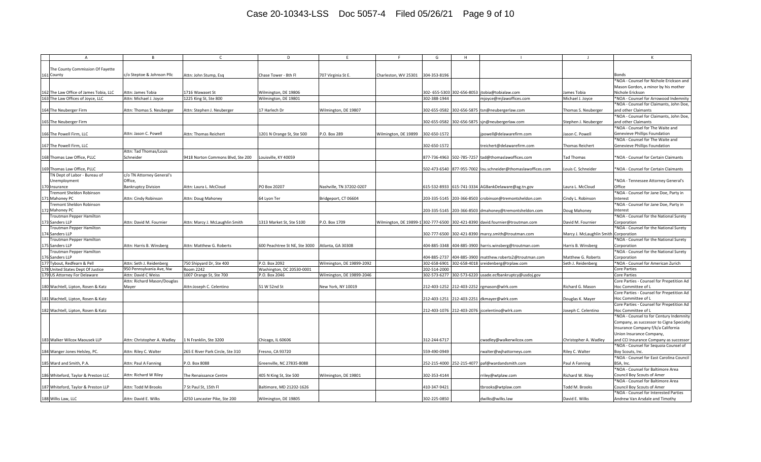| | A | B | C | D | E | F | G | H | I | J | K |
|---|---|---|---|---|---|---|---|---|---|---|---|
| 161 | The County Commission Of Fayette County | c/o Steptoe & Johnson Pllc | Attn: John Stump, Esq | Chase Tower - 8th Fl | 707 Virginia St E. | Charleston, WV 25301 | 304-353-8196 | | | | Bonds |
| 162 | The Law Office of James Tobia, LLC | Attn: James Tobia | 1716 Wawaset St | Wilmington, DE 19806 | | | 302- 655-5303 | 302-656-8053 | jtobia@tobialaw.com | James Tobia | *NOA - Counsel for Nichole Erickson and Mason Gordon, a minor by his mother Nichole Erickson |
| 163 | The Law Offices of Joyce, LLC | Attn: Michael J. Joyce | 1225 King St, Ste 800 | Wilmington, DE 19801 | | | 302-388-1944 | | mjoyce@mjlawoffices.com | Michael J. Joyce | *NOA - Counsel for Arrowood Indemnity |
| 164 | The Neuberger Firm | Attn: Thomas S. Neuberger | Attn: Stephen J. Neuberger | 17 Harlech Dr | Wilmington, DE 19807 | | 302-655-0582 | 302-656-5875 | tsn@neubergerlaw.com | Thomas S. Neuberger | *NOA - Counsel for Claimants, John Doe, and other Claimants |
| 165 | The Neuberger Firm | | | | | | 302-655-0582 | 302-656-5875 | sjn@neubergerlaw.com | Stephen J. Neuberger | *NOA - Counsel for Claimants, John Doe, and other Claimants |
| 166 | The Powell Firm, LLC | Attn: Jason C. Powell | Attn: Thomas Reichert | 1201 N Orange St, Ste 500 | P.O. Box 289 | Wilmington, DE 19899 | 302-650-1572 | | jpowell@delawarefirm.com | Jason C. Powell | *NOA - Counsel for The Waite and Genevieve Phillips Foundation |
| 167 | The Powell Firm, LLC | | | | | | 302-650-1572 | | treichert@delawarefirm.com | Thomas Reichert | *NOA - Counsel for The Waite and Genevieve Phillips Foundation |
| 168 | Thomas Law Office, PLLC | Attn: Tad Thomas/Louis Schneider | 9418 Norton Commons Blvd, Ste 200 | Louisville, KY 40059 | | | 877-736-4963 | 502-785-7257 | tad@thomaslawoffices.com | Tad Thomas | *NOA - Counsel for Certain Claimants |
| 169 | Thomas Law Office, PLLC | | | | | | 502-473-6540 | 877-955-7002 | lou.schneider@thomaslawoffices.com | Louis C. Schneider | *NOA - Counsel for Certain Claimants |
| 170 | TN Dept of Labor - Bureau of Unemployment Insurance | c/o TN Attorney General's Office, Bankruptcy Division | Attn: Laura L. McCloud | PO Box 20207 | Nashville, TN 37202-0207 | | 615-532-8933 | 615-741-3334 | AGBankDelaware@ag.tn.gov | Laura L. McCloud | *NOA - Tennessee Attorney General's Office |
| 171 | Tremont Sheldon Robinson Mahoney PC | Attn: Cindy Robinson | Attn: Doug Mahoney | 64 Lyon Ter | Bridgeport, CT 06604 | | 203-335-5145 | 203-366-8503 | crobinson@tremontsheldon.com | Cindy L. Robinson | *NOA - Counsel for Jane Doe, Party in Interest |
| 172 | Tremont Sheldon Robinson Mahoney PC | | | | | | 203-335-5145 | 203-366-8503 | dmahoney@tremontsheldon.com | Doug Mahoney | *NOA - Counsel for Jane Doe, Party in Interest |
| 173 | Troutman Pepper Hamilton Sanders LLP | Attn: David M. Fournier | Attn: Marcy J. McLaughlin Smith | 1313 Market St, Ste 5100 | P.O. Box 1709 | Wilmington, DE 19899-1709 | 302-777-6500 | 302-421-8390 | david.fournier@troutman.com | David M. Fournier | *NOA - Counsel for the National Surety Corporation |
| 174 | Troutman Pepper Hamilton Sanders LLP | | | | | | 302-777-6500 | 302-421-8390 | marcy.smith@troutman.com | Marcy J. McLaughlin Smith | *NOA - Counsel for the National Surety Corporation |
| 175 | Troutman Pepper Hamilton Sanders LLP | Attn: Harris B. Winsberg | Attn: Matthew G. Roberts | 600 Peachtree St NE, Ste 3000 | Atlanta, GA 30308 | | 404-885-3348 | 404-885-3900 | harris.winsberg@troutman.com | Harris B. Winsberg | *NOA - Counsel for the National Surety Corporation |
| 176 | Troutman Pepper Hamilton Sanders LLP | | | | | | 404-885-2737 | 404-885-3900 | matthew.roberts2@troutman.com | Matthew G. Roberts | *NOA - Counsel for the National Surety Corporation |
| 177 | Tybout, Redfearn & Pell | Attn: Seth J. Reidenberg | 750 Shipyard Dr, Ste 400 | P.O. Box 2092 | Wilmington, DE 19899-2092 | | 302-658-6901 | 302-658-4018 | sreidenberg@trplaw.com | Seth J. Reidenberg | *NOA - Counsel for American Zurich |
| 178 | United States Dept Of Justice | 950 Pennsylvania Ave, Nw | Room 2242 | Washington, DC 20530-0001 | | | 202-514-2000 | | | | Core Parties |
| 179 | US Attorney For Delaware | Attn: David C Weiss | 1007 Orange St, Ste 700 | P.O. Box 2046 | Wilmington, DE 19899-2046 | | 302-573-6277 | 302-573-6220 | usade.ecfbankruptcy@usdoj.gov | | Core Parties |
| 180 | Wachtell, Lipton, Rosen & Katz | Attn: Richard Mason/Douglas Mayer | Attn:Joseph C. Celentino | 51 W 52nd St | New York, NY 10019 | | 212-403-1252 | 212-403-2252 | rgmason@wlrk.com | Richard G. Mason | Core Parties - Counsel for Prepetition Ad Hoc Committee of L |
| 181 | Wachtell, Lipton, Rosen & Katz | | | | | | 212-403-1251 | 212-403-2251 | dkmayer@wlrk.com | Douglas K. Mayer | Core Parties - Counsel for Prepetition Ad Hoc Committee of L |
| 182 | Wachtell, Lipton, Rosen & Katz | | | | | | 212-403-1076 | 212-403-2076 | jccelentino@wlrk.com | Joseph C. Celentino | Core Parties - Counsel for Prepetition Ad Hoc Committee of L |
| 183 | Walker Wilcox Maousek LLP | Attn: Christopher A. Wadley | 1 N Franklin, Ste 3200 | Chicago, IL 60606 | | | 312-244-6717 | | cwadley@walkerwilcox.com | Christopher A. Wadley | *NOA - Counsel to for Century Indemnity Company, as successor to Cigna Specialty Insurance Company f/k/a California Union Insurance Company, and CCI Insurance Company as successor |
| 184 | Wanger Jones Helsley, PC. | Attn: Riley C. Walter | 265 E River Park Circle, Ste 310 | Fresno, CA 93720 | | | 559-490-0949 | | rwalter@wjhattorneys.com | Riley C. Walter | *NOA - Counsel for Sequoia Counsel of Boy Scouts, Inc. |
| 185 | Ward and Smith, P.A. | Attn: Paul A Fanning | P.O. Box 8088 | Greenville, NC 27835-8088 | | | 252-215-4000 | 252-215-4077 | paf@wardandsmith.com | Paul A Fanning | *NOA - Counsel for East Carolina Council BSA, Inc. |
| 186 | Whiteford, Taylor & Preston LLP | Attn: Richard W Riley | The Renaissance Centre | 405 N King St, Ste 500 | Wilmington, DE 19801 | | 302-353-4144 | | rriley@wtplaw.com | Richard W. Riley | *NOA - Counsel for Baltimore Area Council Boy Scouts of Amer |
| 187 | Whiteford, Taylor & Preston LLP | Attn: Todd M Brooks | 7 St Paul St, 15th Fl | Baltimore, MD 21202-1626 | | | 410-347-9421 | | tbrooks@wtplaw.com | Todd M. Brooks | *NOA - Counsel for Baltimore Area Council Boy Scouts of Amer |
| 188 | Wilks Law, LLC | Attn: David E. Wilks | 4250 Lancaster Pike, Ste 200 | Wilmington, DE 19805 | | | 302-225-0850 | | dwilks@wilks.law | David E. Wilks | *NOA - Counsel for Interested Parties Andrew Van Arsdale and Timothy |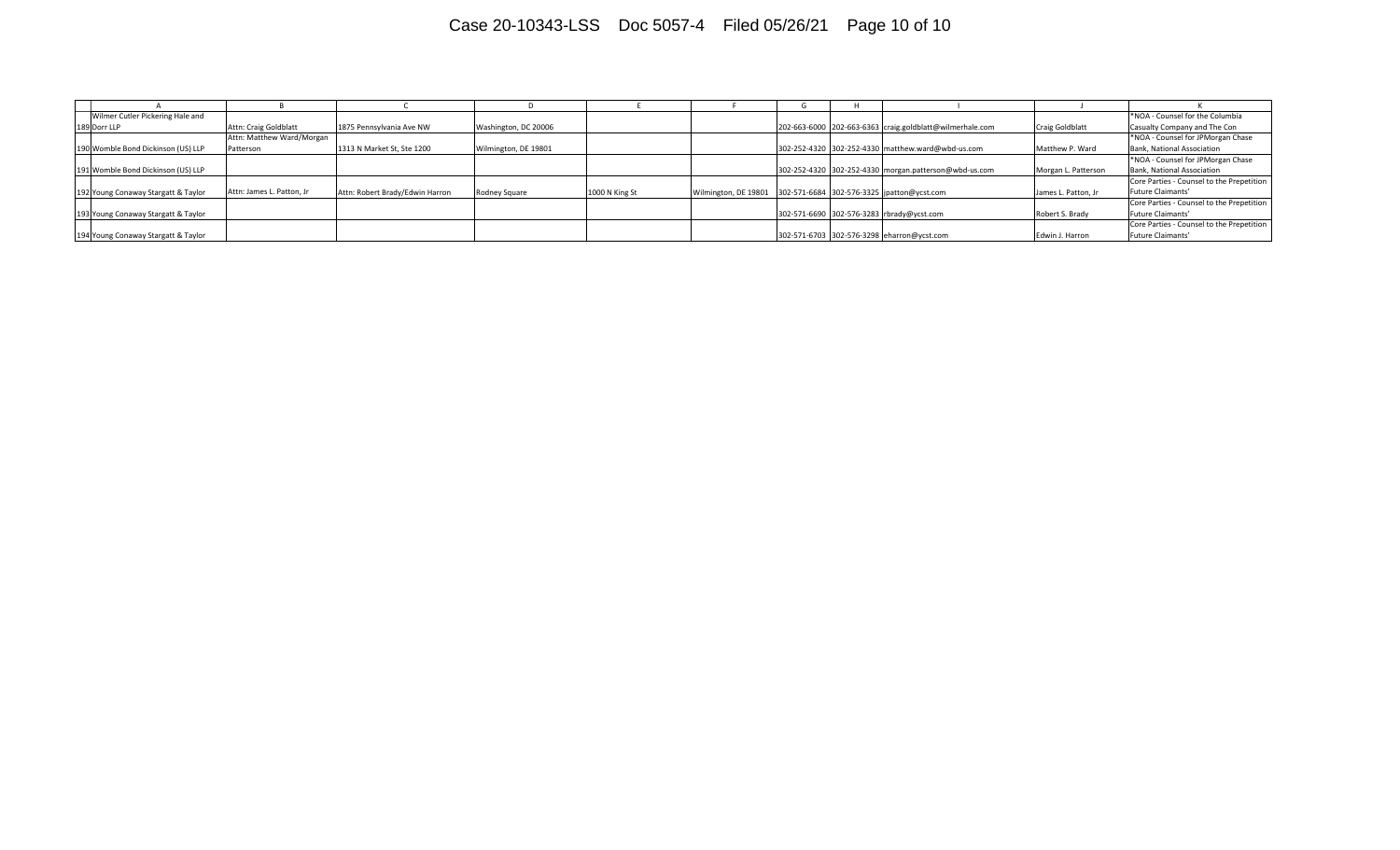| | A | B | C | D | E | F | G | H | I | J | K |
|---|---|---|---|---|---|---|---|---|---|---|---|
| 189 | Wilmer Cutler Pickering Hale and Dorr LLP | Attn: Craig Goldblatt | 1875 Pennsylvania Ave NW | Washington, DC 20006 | | | 202-663-6000 | 202-663-6363 | craig.goldblatt@wilmerhale.com | Craig Goldblatt | *NOA - Counsel for the Columbia Casualty Company and The Con |
| 190 | Womble Bond Dickinson (US) LLP | Attn: Matthew Ward/Morgan Patterson | 1313 N Market St, Ste 1200 | Wilmington, DE 19801 | | | 302-252-4320 | 302-252-4330 | matthew.ward@wbd-us.com | Matthew P. Ward | *NOA - Counsel for JPMorgan Chase Bank, National Association |
| 191 | Womble Bond Dickinson (US) LLP | | | | | | 302-252-4320 | 302-252-4330 | morgan.patterson@wbd-us.com | Morgan L. Patterson | *NOA - Counsel for JPMorgan Chase Bank, National Association |
| 192 | Young Conaway Stargatt & Taylor | Attn: James L. Patton, Jr | Attn: Robert Brady/Edwin Harron | Rodney Square | 1000 N King St | Wilmington, DE 19801 | 302-571-6684 | 302-576-3325 | jpatton@ycst.com | James L. Patton, Jr | Core Parties - Counsel to the Prepetition Future Claimants' |
| 193 | Young Conaway Stargatt & Taylor | | | | | | 302-571-6690 | 302-576-3283 | rbrady@ycst.com | Robert S. Brady | Core Parties - Counsel to the Prepetition Future Claimants' |
| 194 | Young Conaway Stargatt & Taylor | | | | | | 302-571-6703 | 302-576-3298 | eharron@ycst.com | Edwin J. Harron | Core Parties - Counsel to the Prepetition Future Claimants' |